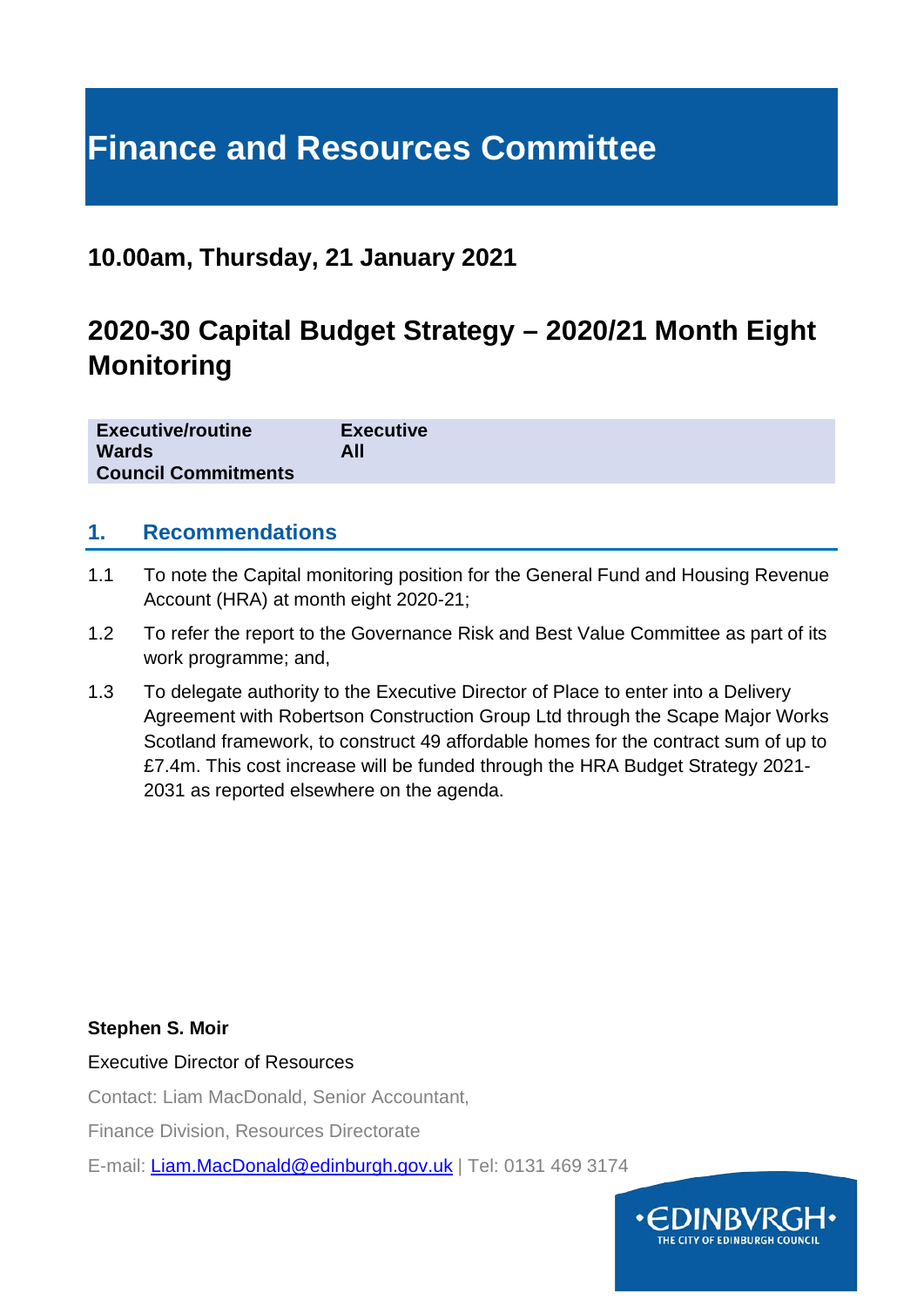# Finance and Resources Committee

## 10.00am, Thursday, 21 January 2021

## 2020-30 Capital Budget Strategy – 2020/21 Month Eight Monitoring

| | |
|---|---|
| **Executive/routine** | **Executive** |
| **Wards** | **All** |
| **Council Commitments** | |

### 1. Recommendations

1.1 To note the Capital monitoring position for the General Fund and Housing Revenue Account (HRA) at month eight 2020-21;

1.2 To refer the report to the Governance Risk and Best Value Committee as part of its work programme; and,

1.3 To delegate authority to the Executive Director of Place to enter into a Delivery Agreement with Robertson Construction Group Ltd through the Scape Major Works Scotland framework, to construct 49 affordable homes for the contract sum of up to £7.4m. This cost increase will be funded through the HRA Budget Strategy 2021-2031 as reported elsewhere on the agenda.

**Stephen S. Moir**

Executive Director of Resources

Contact: Liam MacDonald, Senior Accountant,

Finance Division, Resources Directorate

E-mail: Liam.MacDonald@edinburgh.gov.uk | Tel: 0131 469 3174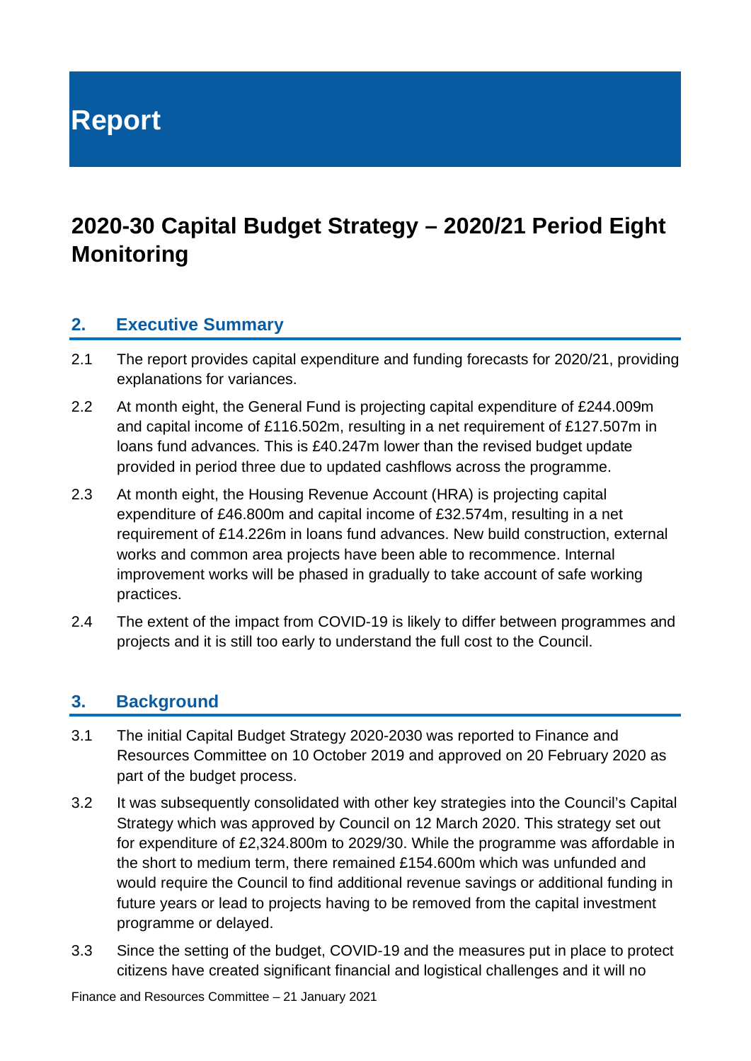# Report

# 2020-30 Capital Budget Strategy – 2020/21 Period Eight Monitoring

## 2. Executive Summary

2.1 The report provides capital expenditure and funding forecasts for 2020/21, providing explanations for variances.

2.2 At month eight, the General Fund is projecting capital expenditure of £244.009m and capital income of £116.502m, resulting in a net requirement of £127.507m in loans fund advances. This is £40.247m lower than the revised budget update provided in period three due to updated cashflows across the programme.

2.3 At month eight, the Housing Revenue Account (HRA) is projecting capital expenditure of £46.800m and capital income of £32.574m, resulting in a net requirement of £14.226m in loans fund advances. New build construction, external works and common area projects have been able to recommence. Internal improvement works will be phased in gradually to take account of safe working practices.

2.4 The extent of the impact from COVID-19 is likely to differ between programmes and projects and it is still too early to understand the full cost to the Council.

## 3. Background

3.1 The initial Capital Budget Strategy 2020-2030 was reported to Finance and Resources Committee on 10 October 2019 and approved on 20 February 2020 as part of the budget process.

3.2 It was subsequently consolidated with other key strategies into the Council's Capital Strategy which was approved by Council on 12 March 2020. This strategy set out for expenditure of £2,324.800m to 2029/30. While the programme was affordable in the short to medium term, there remained £154.600m which was unfunded and would require the Council to find additional revenue savings or additional funding in future years or lead to projects having to be removed from the capital investment programme or delayed.

3.3 Since the setting of the budget, COVID-19 and the measures put in place to protect citizens have created significant financial and logistical challenges and it will no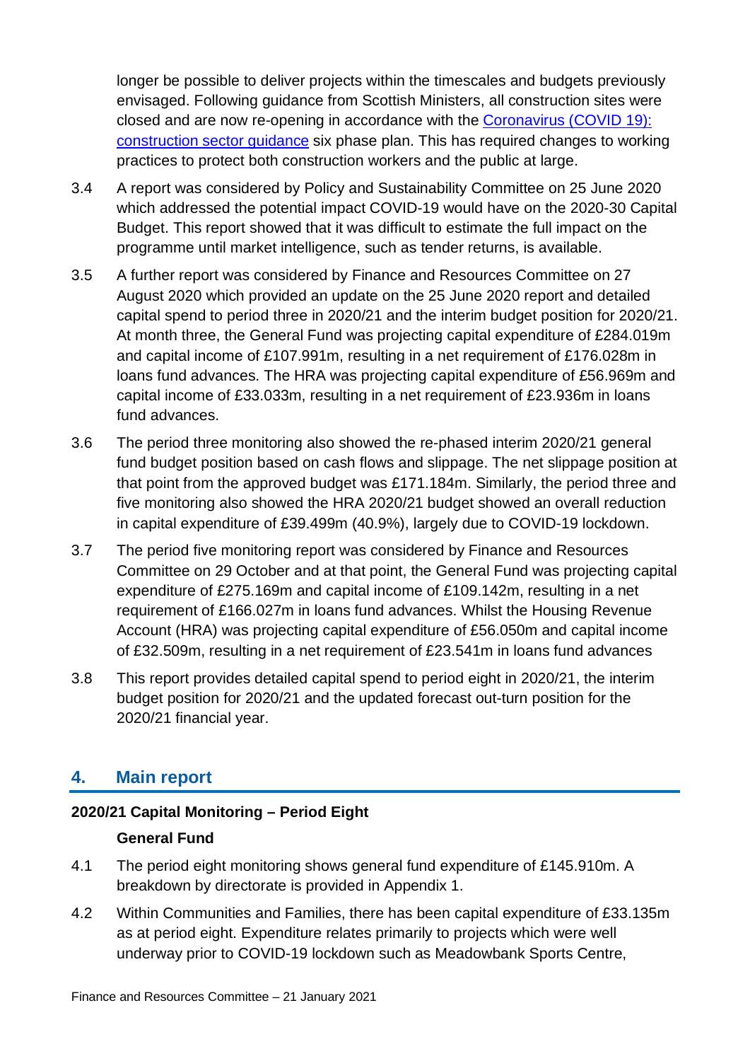longer be possible to deliver projects within the timescales and budgets previously envisaged. Following guidance from Scottish Ministers, all construction sites were closed and are now re-opening in accordance with the [Coronavirus (COVID 19): construction sector guidance](#) six phase plan. This has required changes to working practices to protect both construction workers and the public at large.

3.4 A report was considered by Policy and Sustainability Committee on 25 June 2020 which addressed the potential impact COVID-19 would have on the 2020-30 Capital Budget. This report showed that it was difficult to estimate the full impact on the programme until market intelligence, such as tender returns, is available.

3.5 A further report was considered by Finance and Resources Committee on 27 August 2020 which provided an update on the 25 June 2020 report and detailed capital spend to period three in 2020/21 and the interim budget position for 2020/21. At month three, the General Fund was projecting capital expenditure of £284.019m and capital income of £107.991m, resulting in a net requirement of £176.028m in loans fund advances. The HRA was projecting capital expenditure of £56.969m and capital income of £33.033m, resulting in a net requirement of £23.936m in loans fund advances.

3.6 The period three monitoring also showed the re-phased interim 2020/21 general fund budget position based on cash flows and slippage. The net slippage position at that point from the approved budget was £171.184m. Similarly, the period three and five monitoring also showed the HRA 2020/21 budget showed an overall reduction in capital expenditure of £39.499m (40.9%), largely due to COVID-19 lockdown.

3.7 The period five monitoring report was considered by Finance and Resources Committee on 29 October and at that point, the General Fund was projecting capital expenditure of £275.169m and capital income of £109.142m, resulting in a net requirement of £166.027m in loans fund advances. Whilst the Housing Revenue Account (HRA) was projecting capital expenditure of £56.050m and capital income of £32.509m, resulting in a net requirement of £23.541m in loans fund advances

3.8 This report provides detailed capital spend to period eight in 2020/21, the interim budget position for 2020/21 and the updated forecast out-turn position for the 2020/21 financial year.

## 4. Main report

**2020/21 Capital Monitoring – Period Eight**

**General Fund**

4.1 The period eight monitoring shows general fund expenditure of £145.910m. A breakdown by directorate is provided in Appendix 1.

4.2 Within Communities and Families, there has been capital expenditure of £33.135m as at period eight. Expenditure relates primarily to projects which were well underway prior to COVID-19 lockdown such as Meadowbank Sports Centre,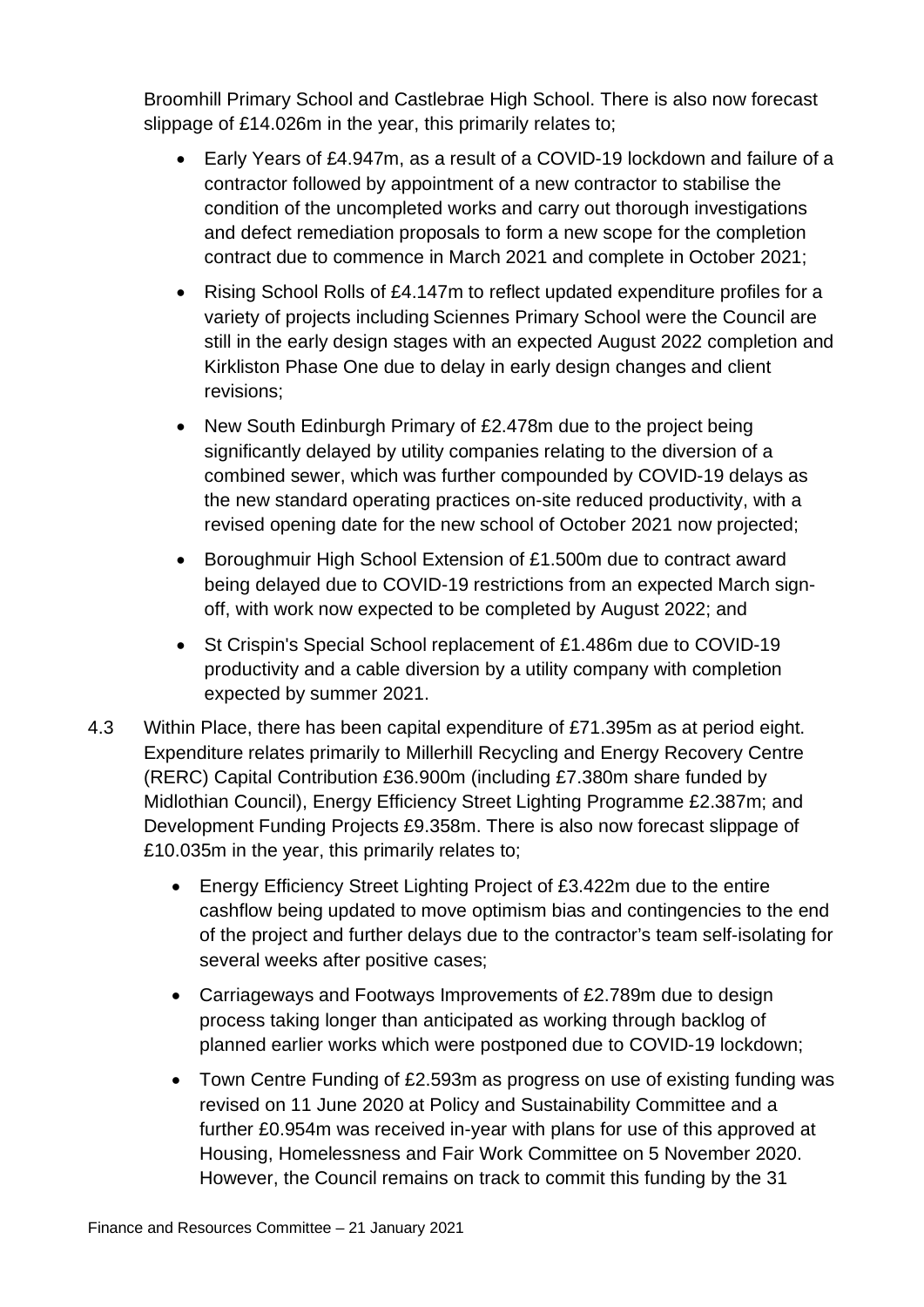Broomhill Primary School and Castlebrae High School. There is also now forecast slippage of £14.026m in the year, this primarily relates to;

- Early Years of £4.947m, as a result of a COVID-19 lockdown and failure of a contractor followed by appointment of a new contractor to stabilise the condition of the uncompleted works and carry out thorough investigations and defect remediation proposals to form a new scope for the completion contract due to commence in March 2021 and complete in October 2021;
- Rising School Rolls of £4.147m to reflect updated expenditure profiles for a variety of projects including Sciennes Primary School were the Council are still in the early design stages with an expected August 2022 completion and Kirkliston Phase One due to delay in early design changes and client revisions;
- New South Edinburgh Primary of £2.478m due to the project being significantly delayed by utility companies relating to the diversion of a combined sewer, which was further compounded by COVID-19 delays as the new standard operating practices on-site reduced productivity, with a revised opening date for the new school of October 2021 now projected;
- Boroughmuir High School Extension of £1.500m due to contract award being delayed due to COVID-19 restrictions from an expected March sign-off, with work now expected to be completed by August 2022; and
- St Crispin's Special School replacement of £1.486m due to COVID-19 productivity and a cable diversion by a utility company with completion expected by summer 2021.

4.3 Within Place, there has been capital expenditure of £71.395m as at period eight. Expenditure relates primarily to Millerhill Recycling and Energy Recovery Centre (RERC) Capital Contribution £36.900m (including £7.380m share funded by Midlothian Council), Energy Efficiency Street Lighting Programme £2.387m; and Development Funding Projects £9.358m. There is also now forecast slippage of £10.035m in the year, this primarily relates to;

- Energy Efficiency Street Lighting Project of £3.422m due to the entire cashflow being updated to move optimism bias and contingencies to the end of the project and further delays due to the contractor's team self-isolating for several weeks after positive cases;
- Carriageways and Footways Improvements of £2.789m due to design process taking longer than anticipated as working through backlog of planned earlier works which were postponed due to COVID-19 lockdown;
- Town Centre Funding of £2.593m as progress on use of existing funding was revised on 11 June 2020 at Policy and Sustainability Committee and a further £0.954m was received in-year with plans for use of this approved at Housing, Homelessness and Fair Work Committee on 5 November 2020. However, the Council remains on track to commit this funding by the 31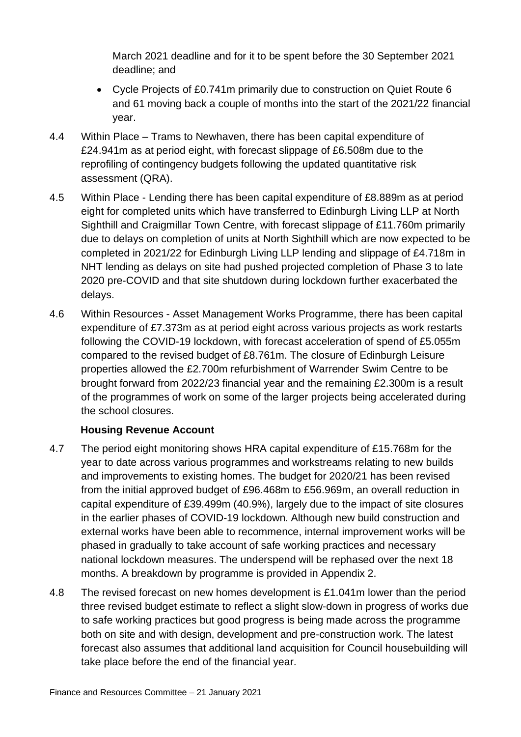March 2021 deadline and for it to be spent before the 30 September 2021 deadline; and

- Cycle Projects of £0.741m primarily due to construction on Quiet Route 6 and 61 moving back a couple of months into the start of the 2021/22 financial year.

4.4 Within Place – Trams to Newhaven, there has been capital expenditure of £24.941m as at period eight, with forecast slippage of £6.508m due to the reprofiling of contingency budgets following the updated quantitative risk assessment (QRA).

4.5 Within Place - Lending there has been capital expenditure of £8.889m as at period eight for completed units which have transferred to Edinburgh Living LLP at North Sighthill and Craigmillar Town Centre, with forecast slippage of £11.760m primarily due to delays on completion of units at North Sighthill which are now expected to be completed in 2021/22 for Edinburgh Living LLP lending and slippage of £4.718m in NHT lending as delays on site had pushed projected completion of Phase 3 to late 2020 pre-COVID and that site shutdown during lockdown further exacerbated the delays.

4.6 Within Resources - Asset Management Works Programme, there has been capital expenditure of £7.373m as at period eight across various projects as work restarts following the COVID-19 lockdown, with forecast acceleration of spend of £5.055m compared to the revised budget of £8.761m. The closure of Edinburgh Leisure properties allowed the £2.700m refurbishment of Warrender Swim Centre to be brought forward from 2022/23 financial year and the remaining £2.300m is a result of the programmes of work on some of the larger projects being accelerated during the school closures.

**Housing Revenue Account**

4.7 The period eight monitoring shows HRA capital expenditure of £15.768m for the year to date across various programmes and workstreams relating to new builds and improvements to existing homes. The budget for 2020/21 has been revised from the initial approved budget of £96.468m to £56.969m, an overall reduction in capital expenditure of £39.499m (40.9%), largely due to the impact of site closures in the earlier phases of COVID-19 lockdown. Although new build construction and external works have been able to recommence, internal improvement works will be phased in gradually to take account of safe working practices and necessary national lockdown measures. The underspend will be rephased over the next 18 months. A breakdown by programme is provided in Appendix 2.

4.8 The revised forecast on new homes development is £1.041m lower than the period three revised budget estimate to reflect a slight slow-down in progress of works due to safe working practices but good progress is being made across the programme both on site and with design, development and pre-construction work. The latest forecast also assumes that additional land acquisition for Council housebuilding will take place before the end of the financial year.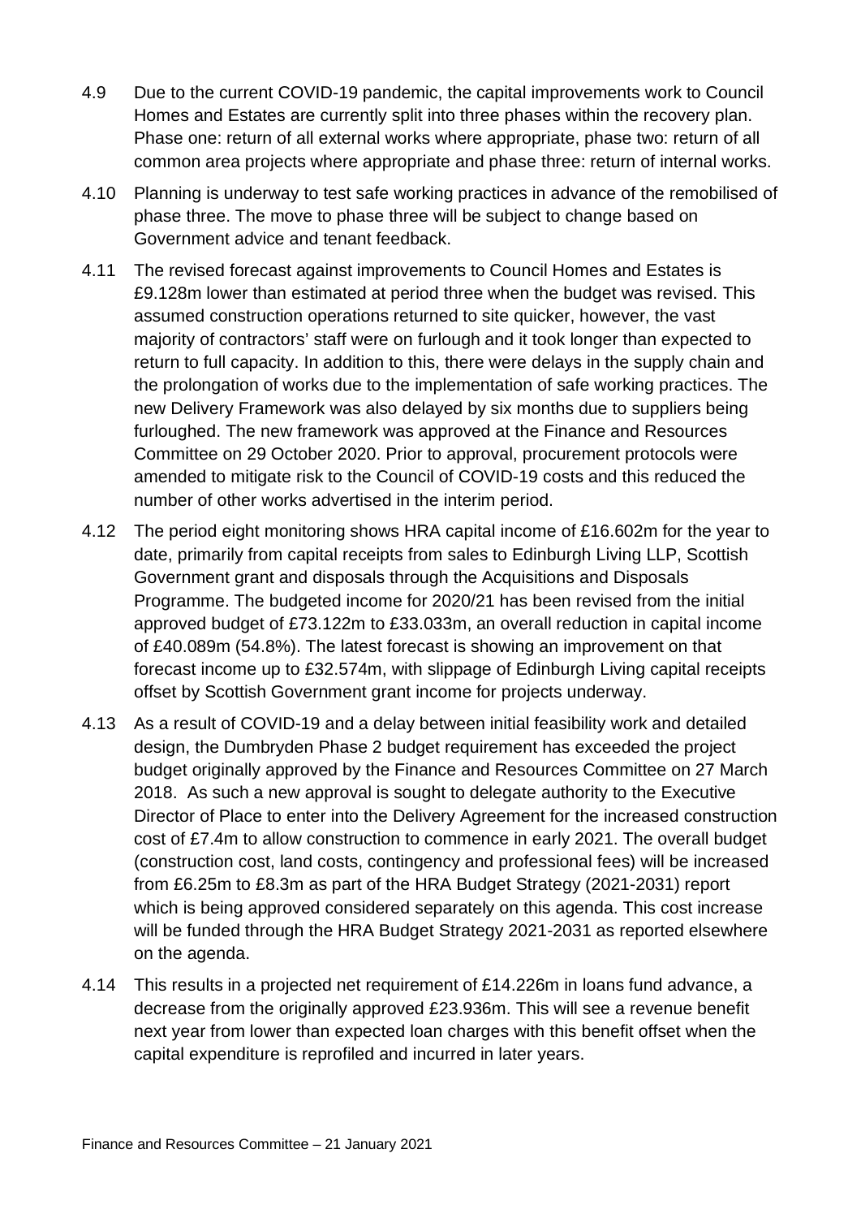4.9 Due to the current COVID-19 pandemic, the capital improvements work to Council Homes and Estates are currently split into three phases within the recovery plan. Phase one: return of all external works where appropriate, phase two: return of all common area projects where appropriate and phase three: return of internal works.

4.10 Planning is underway to test safe working practices in advance of the remobilised of phase three. The move to phase three will be subject to change based on Government advice and tenant feedback.

4.11 The revised forecast against improvements to Council Homes and Estates is £9.128m lower than estimated at period three when the budget was revised. This assumed construction operations returned to site quicker, however, the vast majority of contractors' staff were on furlough and it took longer than expected to return to full capacity. In addition to this, there were delays in the supply chain and the prolongation of works due to the implementation of safe working practices. The new Delivery Framework was also delayed by six months due to suppliers being furloughed. The new framework was approved at the Finance and Resources Committee on 29 October 2020. Prior to approval, procurement protocols were amended to mitigate risk to the Council of COVID-19 costs and this reduced the number of other works advertised in the interim period.

4.12 The period eight monitoring shows HRA capital income of £16.602m for the year to date, primarily from capital receipts from sales to Edinburgh Living LLP, Scottish Government grant and disposals through the Acquisitions and Disposals Programme. The budgeted income for 2020/21 has been revised from the initial approved budget of £73.122m to £33.033m, an overall reduction in capital income of £40.089m (54.8%). The latest forecast is showing an improvement on that forecast income up to £32.574m, with slippage of Edinburgh Living capital receipts offset by Scottish Government grant income for projects underway.

4.13 As a result of COVID-19 and a delay between initial feasibility work and detailed design, the Dumbryden Phase 2 budget requirement has exceeded the project budget originally approved by the Finance and Resources Committee on 27 March 2018. As such a new approval is sought to delegate authority to the Executive Director of Place to enter into the Delivery Agreement for the increased construction cost of £7.4m to allow construction to commence in early 2021. The overall budget (construction cost, land costs, contingency and professional fees) will be increased from £6.25m to £8.3m as part of the HRA Budget Strategy (2021-2031) report which is being approved considered separately on this agenda. This cost increase will be funded through the HRA Budget Strategy 2021-2031 as reported elsewhere on the agenda.

4.14 This results in a projected net requirement of £14.226m in loans fund advance, a decrease from the originally approved £23.936m. This will see a revenue benefit next year from lower than expected loan charges with this benefit offset when the capital expenditure is reprofiled and incurred in later years.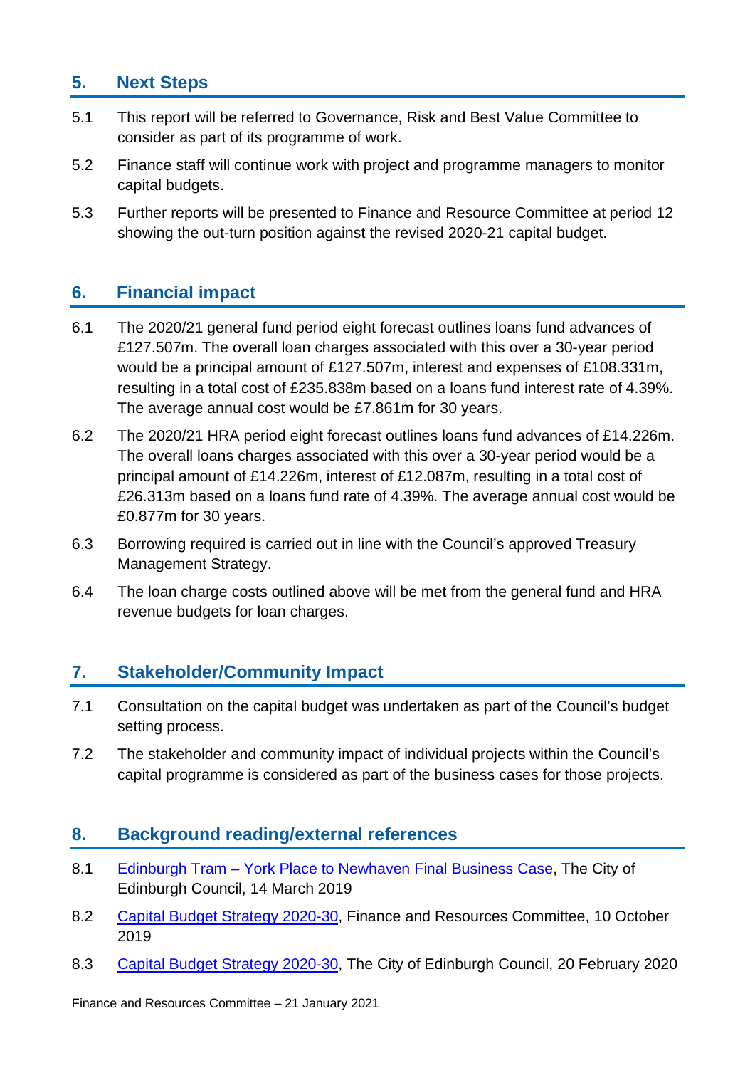## 5. Next Steps

5.1 This report will be referred to Governance, Risk and Best Value Committee to consider as part of its programme of work.

5.2 Finance staff will continue work with project and programme managers to monitor capital budgets.

5.3 Further reports will be presented to Finance and Resource Committee at period 12 showing the out-turn position against the revised 2020-21 capital budget.

## 6. Financial impact

6.1 The 2020/21 general fund period eight forecast outlines loans fund advances of £127.507m. The overall loan charges associated with this over a 30-year period would be a principal amount of £127.507m, interest and expenses of £108.331m, resulting in a total cost of £235.838m based on a loans fund interest rate of 4.39%. The average annual cost would be £7.861m for 30 years.

6.2 The 2020/21 HRA period eight forecast outlines loans fund advances of £14.226m. The overall loans charges associated with this over a 30-year period would be a principal amount of £14.226m, interest of £12.087m, resulting in a total cost of £26.313m based on a loans fund rate of 4.39%. The average annual cost would be £0.877m for 30 years.

6.3 Borrowing required is carried out in line with the Council's approved Treasury Management Strategy.

6.4 The loan charge costs outlined above will be met from the general fund and HRA revenue budgets for loan charges.

## 7. Stakeholder/Community Impact

7.1 Consultation on the capital budget was undertaken as part of the Council's budget setting process.

7.2 The stakeholder and community impact of individual projects within the Council's capital programme is considered as part of the business cases for those projects.

## 8. Background reading/external references

8.1 Edinburgh Tram – York Place to Newhaven Final Business Case, The City of Edinburgh Council, 14 March 2019

8.2 Capital Budget Strategy 2020-30, Finance and Resources Committee, 10 October 2019

8.3 Capital Budget Strategy 2020-30, The City of Edinburgh Council, 20 February 2020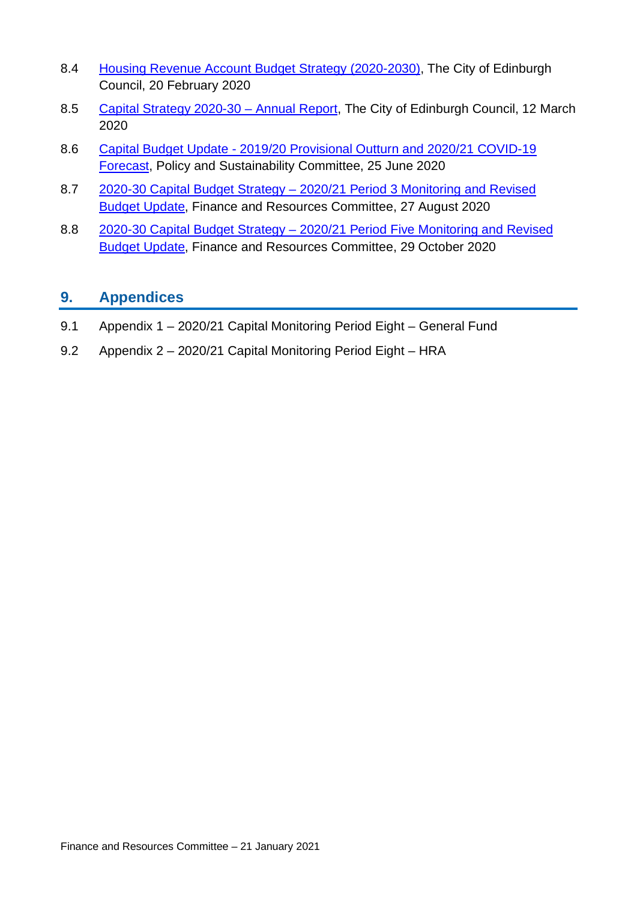8.4 Housing Revenue Account Budget Strategy (2020-2030), The City of Edinburgh Council, 20 February 2020

8.5 Capital Strategy 2020-30 – Annual Report, The City of Edinburgh Council, 12 March 2020

8.6 Capital Budget Update - 2019/20 Provisional Outturn and 2020/21 COVID-19 Forecast, Policy and Sustainability Committee, 25 June 2020

8.7 2020-30 Capital Budget Strategy – 2020/21 Period 3 Monitoring and Revised Budget Update, Finance and Resources Committee, 27 August 2020

8.8 2020-30 Capital Budget Strategy – 2020/21 Period Five Monitoring and Revised Budget Update, Finance and Resources Committee, 29 October 2020

## 9. Appendices

9.1 Appendix 1 – 2020/21 Capital Monitoring Period Eight – General Fund

9.2 Appendix 2 – 2020/21 Capital Monitoring Period Eight – HRA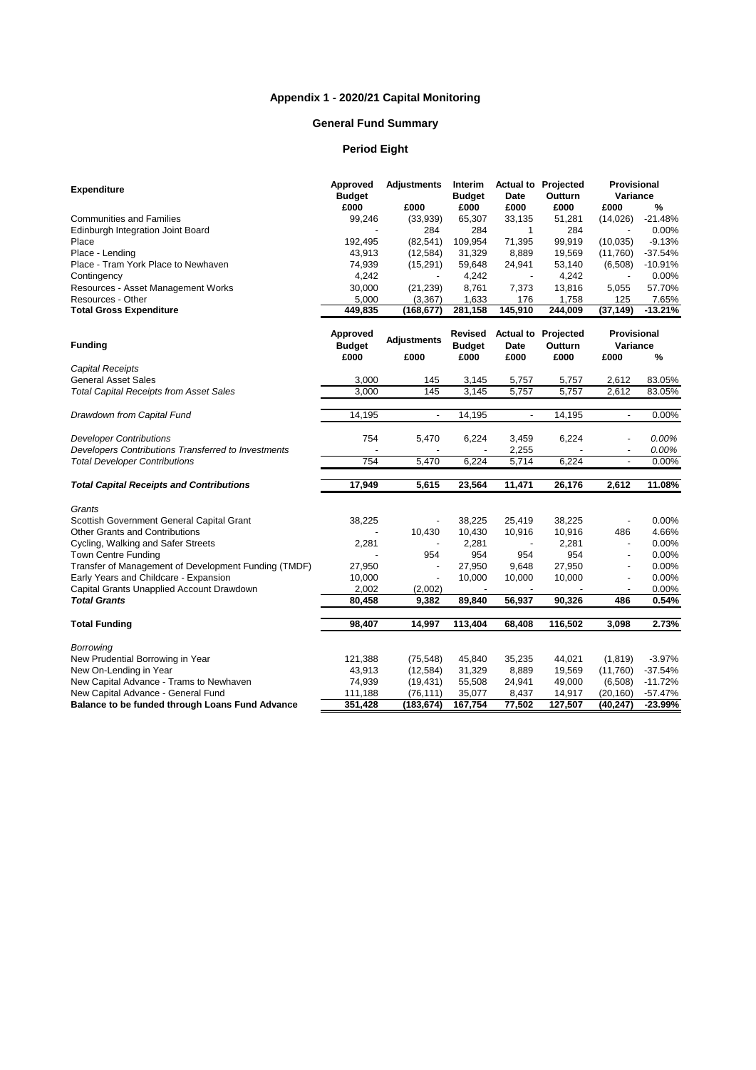# Appendix 1 - 2020/21 Capital Monitoring

## General Fund Summary

## Period Eight

| Expenditure | Approved Budget | Adjustments | Interim Budget | Actual to Date | Projected Outturn | Provisional Variance | |
|---|---|---|---|---|---|---|---|
| | £000 | £000 | £000 | £000 | £000 | £000 | % |
| Communities and Families | 99,246 | (33,939) | 65,307 | 33,135 | 51,281 | (14,026) | -21.48% |
| Edinburgh Integration Joint Board | - | 284 | 284 | 1 | 284 | - | 0.00% |
| Place | 192,495 | (82,541) | 109,954 | 71,395 | 99,919 | (10,035) | -9.13% |
| Place - Lending | 43,913 | (12,584) | 31,329 | 8,889 | 19,569 | (11,760) | -37.54% |
| Place - Tram York Place to Newhaven | 74,939 | (15,291) | 59,648 | 24,941 | 53,140 | (6,508) | -10.91% |
| Contingency | 4,242 | - | 4,242 | - | 4,242 | - | 0.00% |
| Resources - Asset Management Works | 30,000 | (21,239) | 8,761 | 7,373 | 13,816 | 5,055 | 57.70% |
| Resources - Other | 5,000 | (3,367) | 1,633 | 176 | 1,758 | 125 | 7.65% |
| **Total Gross Expenditure** | **449,835** | **(168,677)** | **281,158** | **145,910** | **244,009** | **(37,149)** | **-13.21%** |

| Funding | Approved Budget | Adjustments | Revised Budget | Actual to Date | Projected Outturn | Provisional Variance | |
|---|---|---|---|---|---|---|---|
| | £000 | £000 | £000 | £000 | £000 | £000 | % |
| *Capital Receipts* | | | | | | | |
| General Asset Sales | 3,000 | 145 | 3,145 | 5,757 | 5,757 | 2,612 | 83.05% |
| *Total Capital Receipts from Asset Sales* | 3,000 | 145 | 3,145 | 5,757 | 5,757 | 2,612 | 83.05% |
| *Drawdown from Capital Fund* | 14,195 | - | 14,195 | - | 14,195 | - | 0.00% |
| *Developer Contributions* | 754 | 5,470 | 6,224 | 3,459 | 6,224 | - | *0.00%* |
| *Developers Contributions Transferred to Investments* | - | - | - | 2,255 | - | - | *0.00%* |
| *Total Developer Contributions* | 754 | 5,470 | 6,224 | 5,714 | 6,224 | - | 0.00% |
| ***Total Capital Receipts and Contributions*** | **17,949** | **5,615** | **23,564** | **11,471** | **26,176** | **2,612** | **11.08%** |
| *Grants* | | | | | | | |
| Scottish Government General Capital Grant | 38,225 | - | 38,225 | 25,419 | 38,225 | - | 0.00% |
| Other Grants and Contributions | - | 10,430 | 10,430 | 10,916 | 10,916 | 486 | 4.66% |
| Cycling, Walking and Safer Streets | 2,281 | - | 2,281 | - | 2,281 | - | 0.00% |
| Town Centre Funding | - | 954 | 954 | 954 | 954 | - | 0.00% |
| Transfer of Management of Development Funding (TMDF) | 27,950 | - | 27,950 | 9,648 | 27,950 | - | 0.00% |
| Early Years and Childcare - Expansion | 10,000 | - | 10,000 | 10,000 | 10,000 | - | 0.00% |
| Capital Grants Unapplied Account Drawdown | 2,002 | (2,002) | - | - | - | - | 0.00% |
| ***Total Grants*** | **80,458** | **9,382** | **89,840** | **56,937** | **90,326** | **486** | **0.54%** |
| **Total Funding** | **98,407** | **14,997** | **113,404** | **68,408** | **116,502** | **3,098** | **2.73%** |
| *Borrowing* | | | | | | | |
| New Prudential Borrowing in Year | 121,388 | (75,548) | 45,840 | 35,235 | 44,021 | (1,819) | -3.97% |
| New On-Lending in Year | 43,913 | (12,584) | 31,329 | 8,889 | 19,569 | (11,760) | -37.54% |
| New Capital Advance - Trams to Newhaven | 74,939 | (19,431) | 55,508 | 24,941 | 49,000 | (6,508) | -11.72% |
| New Capital Advance - General Fund | 111,188 | (76,111) | 35,077 | 8,437 | 14,917 | (20,160) | -57.47% |
| **Balance to be funded through Loans Fund Advance** | **351,428** | **(183,674)** | **167,754** | **77,502** | **127,507** | **(40,247)** | **-23.99%** |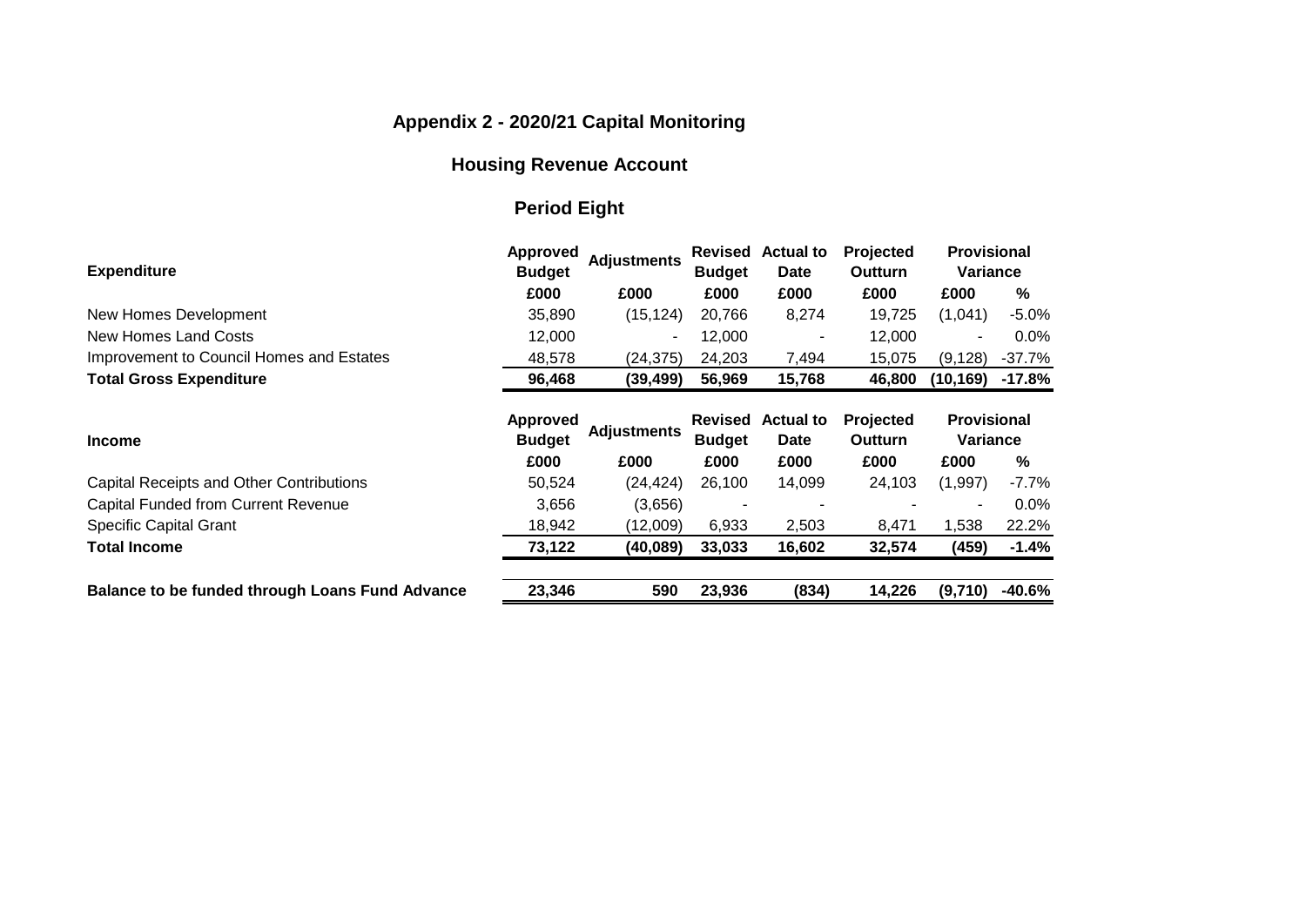# Appendix 2 - 2020/21 Capital Monitoring

## Housing Revenue Account

## Period Eight

| Expenditure | Approved Budget | Adjustments | Revised Budget | Actual to Date | Projected Outturn | Provisional Variance | |
|---|---|---|---|---|---|---|---|
| | £000 | £000 | £000 | £000 | £000 | £000 | % |
| New Homes Development | 35,890 | (15,124) | 20,766 | 8,274 | 19,725 | (1,041) | -5.0% |
| New Homes Land Costs | 12,000 | - | 12,000 | - | 12,000 | - | 0.0% |
| Improvement to Council Homes and Estates | 48,578 | (24,375) | 24,203 | 7,494 | 15,075 | (9,128) | -37.7% |
| **Total Gross Expenditure** | **96,468** | **(39,499)** | **56,969** | **15,768** | **46,800** | **(10,169)** | **-17.8%** |

| Income | Approved Budget | Adjustments | Revised Budget | Actual to Date | Projected Outturn | Provisional Variance | |
|---|---|---|---|---|---|---|---|
| | £000 | £000 | £000 | £000 | £000 | £000 | % |
| Capital Receipts and Other Contributions | 50,524 | (24,424) | 26,100 | 14,099 | 24,103 | (1,997) | -7.7% |
| Capital Funded from Current Revenue | 3,656 | (3,656) | - | - | - | - | 0.0% |
| Specific Capital Grant | 18,942 | (12,009) | 6,933 | 2,503 | 8,471 | 1,538 | 22.2% |
| **Total Income** | **73,122** | **(40,089)** | **33,033** | **16,602** | **32,574** | **(459)** | **-1.4%** |
| **Balance to be funded through Loans Fund Advance** | **23,346** | **590** | **23,936** | **(834)** | **14,226** | **(9,710)** | **-40.6%** |